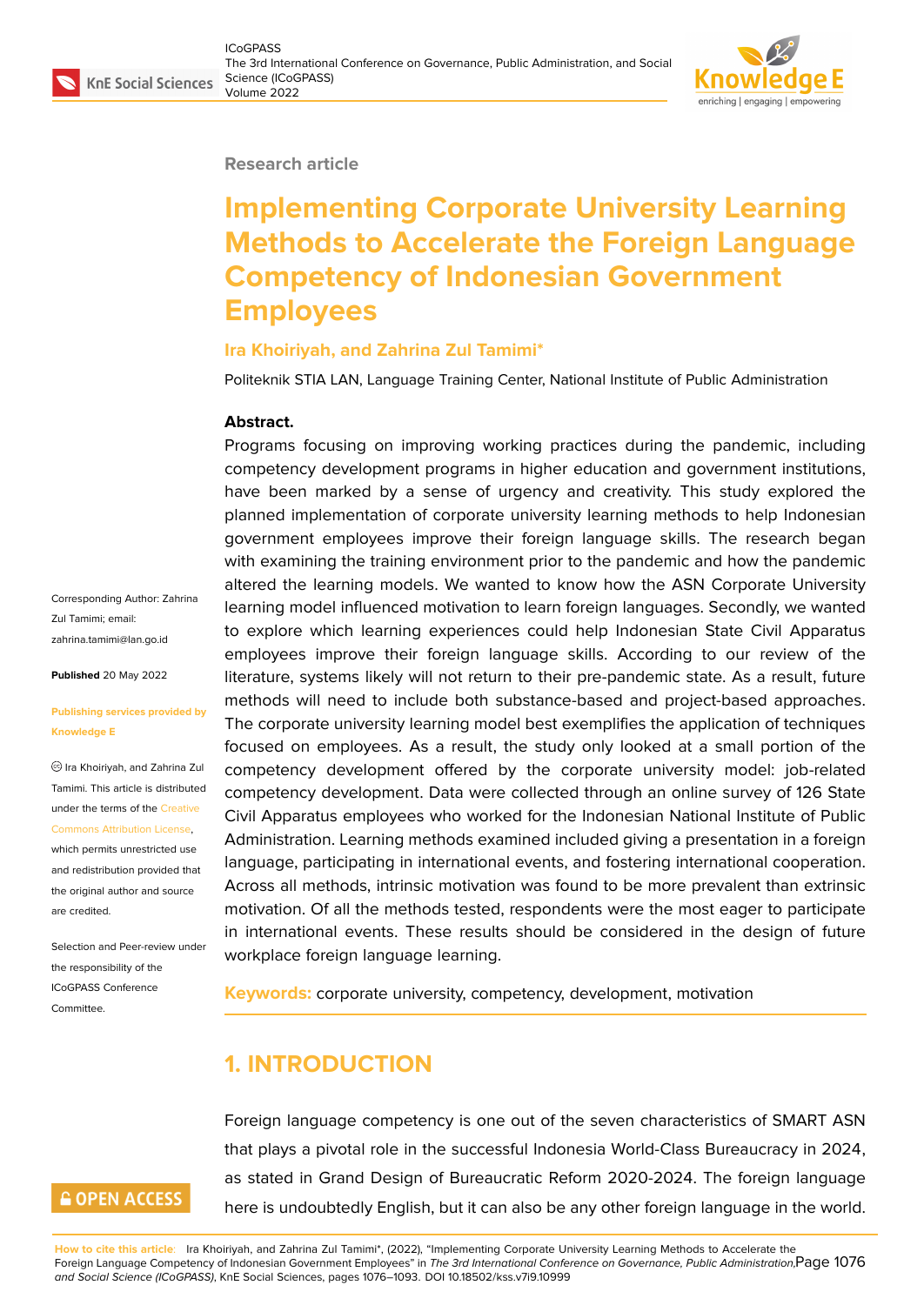Research article

# Implementing Corporate University Learning Methods to Accelerate the Foreign Language Competency of Indonesian Government Employees

**Ira Khoiriyah, and Zahrina Zul Tamimi***

Politeknik STIA LAN, Language Training Center, National Institute of Public Administration

Corresponding Author: Zahrina Zul Tamimi; email: zahrina.tamimi@lan.go.id

**Published** 20 May 2022

**Publishing services provided by Knowledge E**

© Ira Khoiriyah, and Zahrina Zul Tamimi. This article is distributed under the terms of the Creative Commons Attribution License, which permits unrestricted use and redistribution provided that the original author and source are credited.

Selection and Peer-review under the responsibility of the ICoGPASS Conference Committee.

**Abstract.**

Programs focusing on improving working practices during the pandemic, including competency development programs in higher education and government institutions, have been marked by a sense of urgency and creativity. This study explored the planned implementation of corporate university learning methods to help Indonesian government employees improve their foreign language skills. The research began with examining the training environment prior to the pandemic and how the pandemic altered the learning models. We wanted to know how the ASN Corporate University learning model influenced motivation to learn foreign languages. Secondly, we wanted to explore which learning experiences could help Indonesian State Civil Apparatus employees improve their foreign language skills. According to our review of the literature, systems likely will not return to their pre-pandemic state. As a result, future methods will need to include both substance-based and project-based approaches. The corporate university learning model best exemplifies the application of techniques focused on employees. As a result, the study only looked at a small portion of the competency development offered by the corporate university model: job-related competency development. Data were collected through an online survey of 126 State Civil Apparatus employees who worked for the Indonesian National Institute of Public Administration. Learning methods examined included giving a presentation in a foreign language, participating in international events, and fostering international cooperation. Across all methods, intrinsic motivation was found to be more prevalent than extrinsic motivation. Of all the methods tested, respondents were the most eager to participate in international events. These results should be considered in the design of future workplace foreign language learning.

**Keywords:** corporate university, competency, development, motivation

## 1. INTRODUCTION

Foreign language competency is one out of the seven characteristics of SMART ASN that plays a pivotal role in the successful Indonesia World-Class Bureaucracy in 2024, as stated in Grand Design of Bureaucratic Reform 2020-2024. The foreign language here is undoubtedly English, but it can also be any other foreign language in the world.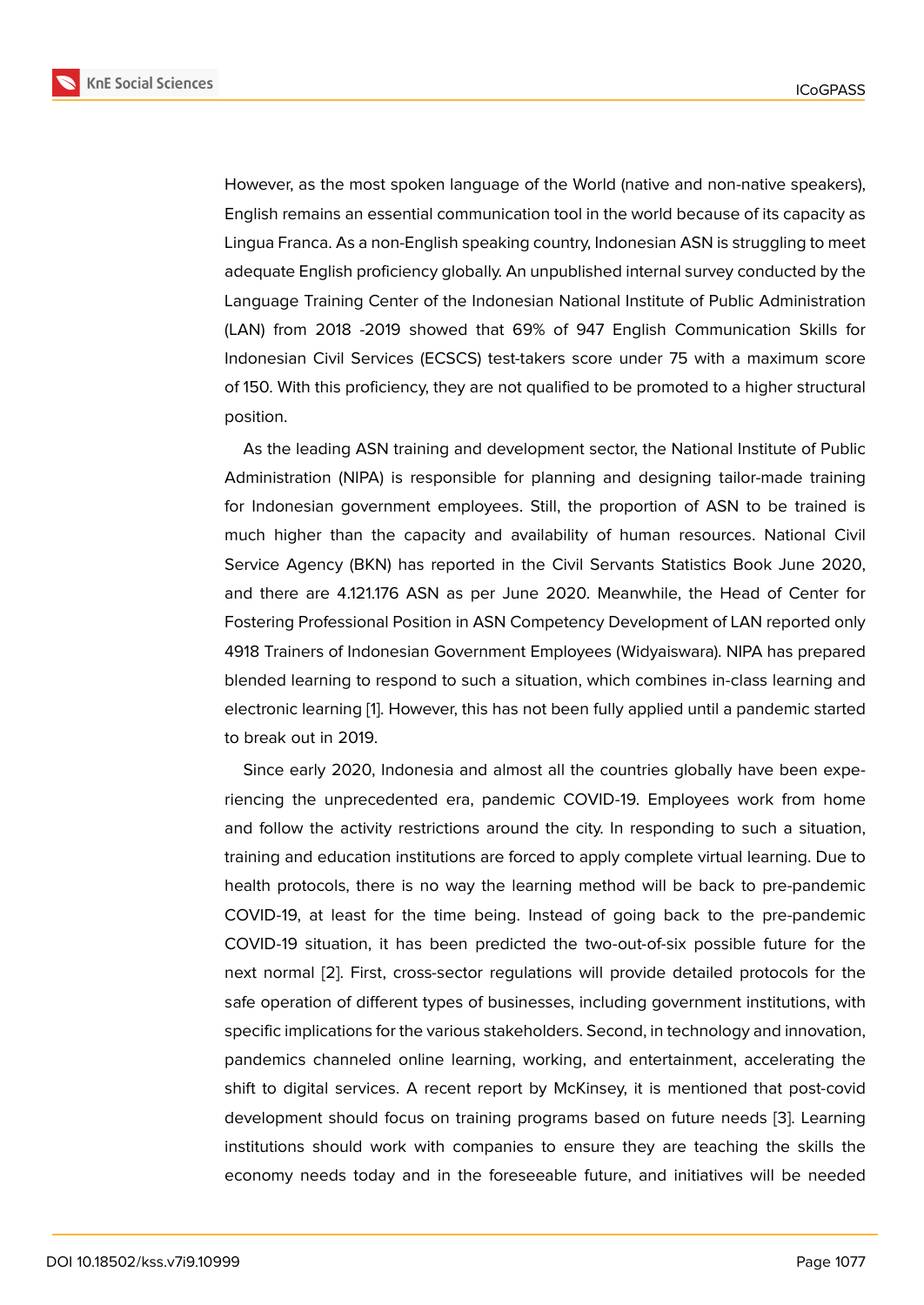However, as the most spoken language of the World (native and non-native speakers), English remains an essential communication tool in the world because of its capacity as Lingua Franca. As a non-English speaking country, Indonesian ASN is struggling to meet adequate English proficiency globally. An unpublished internal survey conducted by the Language Training Center of the Indonesian National Institute of Public Administration (LAN) from 2018 -2019 showed that 69% of 947 English Communication Skills for Indonesian Civil Services (ECSCS) test-takers score under 75 with a maximum score of 150. With this proficiency, they are not qualified to be promoted to a higher structural position.

As the leading ASN training and development sector, the National Institute of Public Administration (NIPA) is responsible for planning and designing tailor-made training for Indonesian government employees. Still, the proportion of ASN to be trained is much higher than the capacity and availability of human resources. National Civil Service Agency (BKN) has reported in the Civil Servants Statistics Book June 2020, and there are 4.121.176 ASN as per June 2020. Meanwhile, the Head of Center for Fostering Professional Position in ASN Competency Development of LAN reported only 4918 Trainers of Indonesian Government Employees (Widyaiswara). NIPA has prepared blended learning to respond to such a situation, which combines in-class learning and electronic learning [1]. However, this has not been fully applied until a pandemic started to break out in 2019.

Since early 2020, Indonesia and almost all the countries globally have been experiencing the unprecedented era, pandemic COVID-19. Employees work from home and follow the activity restrictions around the city. In responding to such a situation, training and education institutions are forced to apply complete virtual learning. Due to health protocols, there is no way the learning method will be back to pre-pandemic COVID-19, at least for the time being. Instead of going back to the pre-pandemic COVID-19 situation, it has been predicted the two-out-of-six possible future for the next normal [2]. First, cross-sector regulations will provide detailed protocols for the safe operation of different types of businesses, including government institutions, with specific implications for the various stakeholders. Second, in technology and innovation, pandemics channeled online learning, working, and entertainment, accelerating the shift to digital services. A recent report by McKinsey, it is mentioned that post-covid development should focus on training programs based on future needs [3]. Learning institutions should work with companies to ensure they are teaching the skills the economy needs today and in the foreseeable future, and initiatives will be needed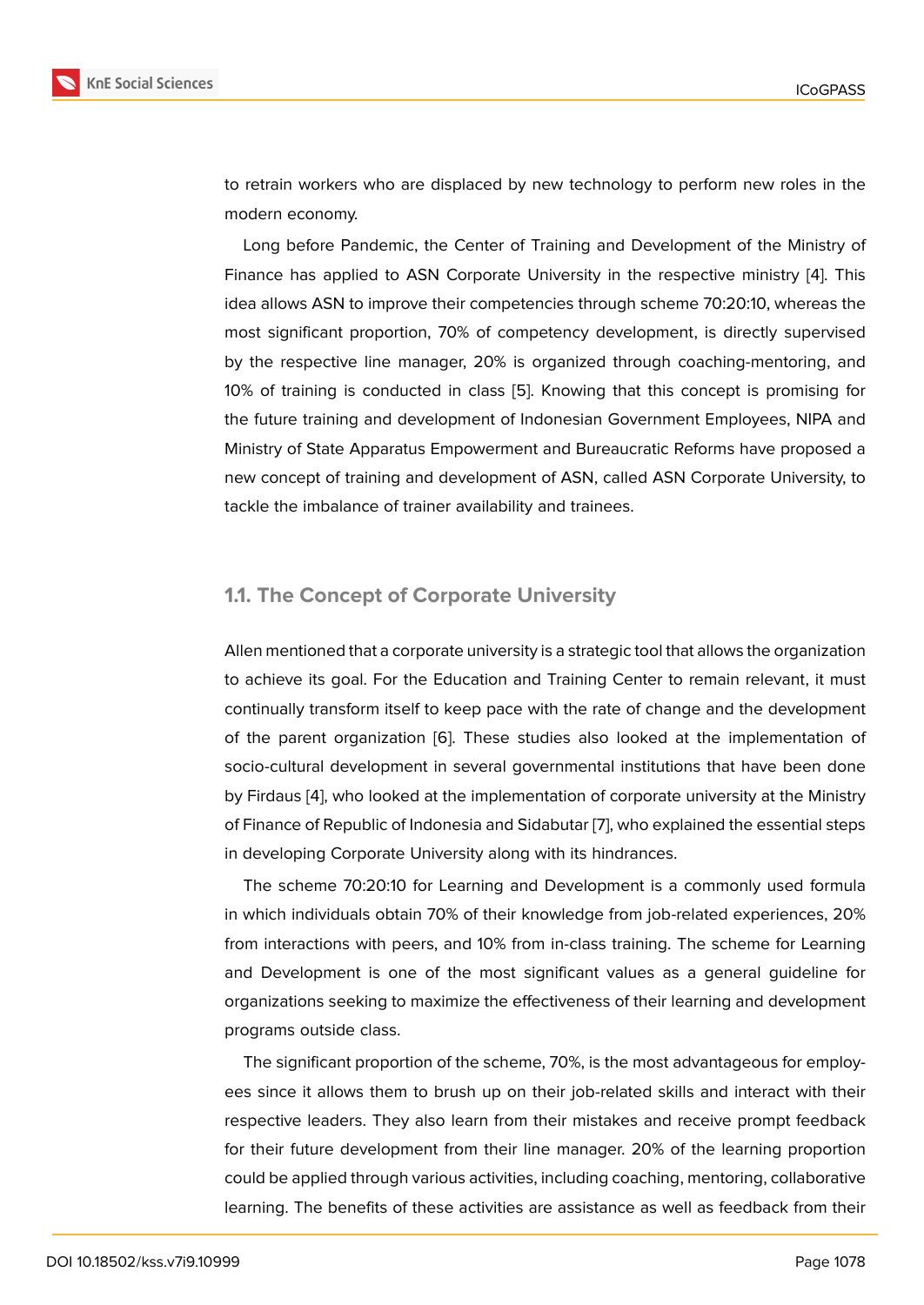to retrain workers who are displaced by new technology to perform new roles in the modern economy.

Long before Pandemic, the Center of Training and Development of the Ministry of Finance has applied to ASN Corporate University in the respective ministry [4]. This idea allows ASN to improve their competencies through scheme 70:20:10, whereas the most significant proportion, 70% of competency development, is directly supervised by the respective line manager, 20% is organized through coaching-mentoring, and 10% of training is conducted in class [5]. Knowing that this concept is promising for the future training and development of Indonesian Government Employees, NIPA and Ministry of State Apparatus Empowerment and Bureaucratic Reforms have proposed a new concept of training and development of ASN, called ASN Corporate University, to tackle the imbalance of trainer availability and trainees.

### 1.1. The Concept of Corporate University

Allen mentioned that a corporate university is a strategic tool that allows the organization to achieve its goal. For the Education and Training Center to remain relevant, it must continually transform itself to keep pace with the rate of change and the development of the parent organization [6]. These studies also looked at the implementation of socio-cultural development in several governmental institutions that have been done by Firdaus [4], who looked at the implementation of corporate university at the Ministry of Finance of Republic of Indonesia and Sidabutar [7], who explained the essential steps in developing Corporate University along with its hindrances.

The scheme 70:20:10 for Learning and Development is a commonly used formula in which individuals obtain 70% of their knowledge from job-related experiences, 20% from interactions with peers, and 10% from in-class training. The scheme for Learning and Development is one of the most significant values as a general guideline for organizations seeking to maximize the effectiveness of their learning and development programs outside class.

The significant proportion of the scheme, 70%, is the most advantageous for employees since it allows them to brush up on their job-related skills and interact with their respective leaders. They also learn from their mistakes and receive prompt feedback for their future development from their line manager. 20% of the learning proportion could be applied through various activities, including coaching, mentoring, collaborative learning. The benefits of these activities are assistance as well as feedback from their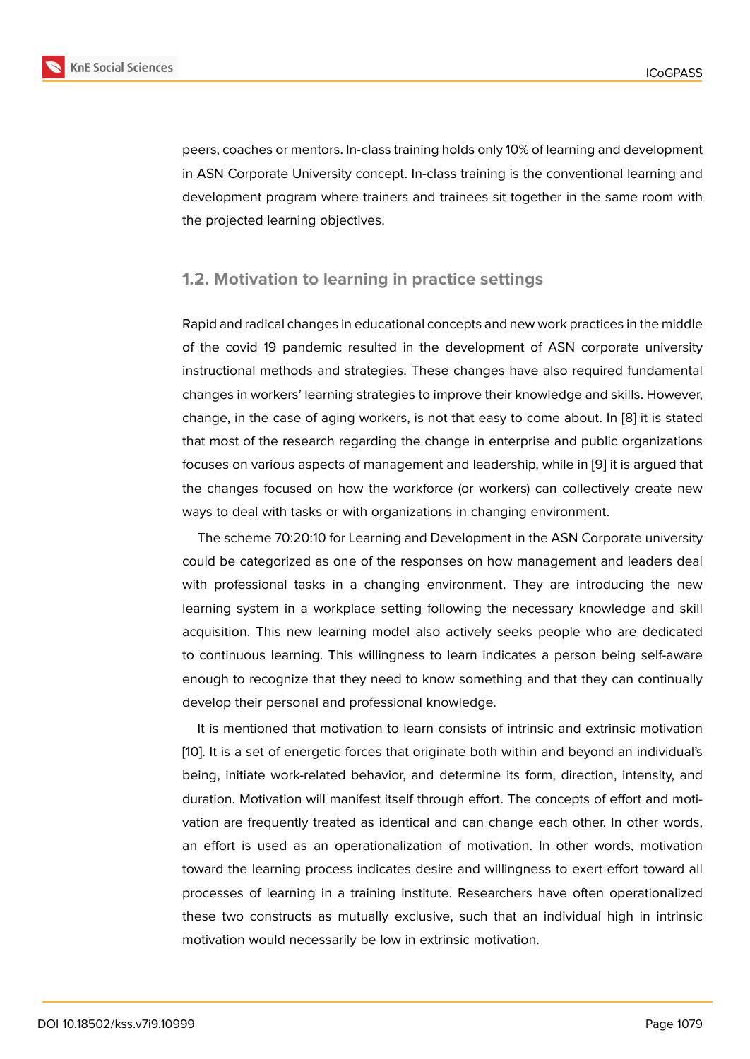peers, coaches or mentors. In-class training holds only 10% of learning and development in ASN Corporate University concept. In-class training is the conventional learning and development program where trainers and trainees sit together in the same room with the projected learning objectives.

### 1.2. Motivation to learning in practice settings

Rapid and radical changes in educational concepts and new work practices in the middle of the covid 19 pandemic resulted in the development of ASN corporate university instructional methods and strategies. These changes have also required fundamental changes in workers' learning strategies to improve their knowledge and skills. However, change, in the case of aging workers, is not that easy to come about. In [8] it is stated that most of the research regarding the change in enterprise and public organizations focuses on various aspects of management and leadership, while in [9] it is argued that the changes focused on how the workforce (or workers) can collectively create new ways to deal with tasks or with organizations in changing environment.

The scheme 70:20:10 for Learning and Development in the ASN Corporate university could be categorized as one of the responses on how management and leaders deal with professional tasks in a changing environment. They are introducing the new learning system in a workplace setting following the necessary knowledge and skill acquisition. This new learning model also actively seeks people who are dedicated to continuous learning. This willingness to learn indicates a person being self-aware enough to recognize that they need to know something and that they can continually develop their personal and professional knowledge.

It is mentioned that motivation to learn consists of intrinsic and extrinsic motivation [10]. It is a set of energetic forces that originate both within and beyond an individual's being, initiate work-related behavior, and determine its form, direction, intensity, and duration. Motivation will manifest itself through effort. The concepts of effort and motivation are frequently treated as identical and can change each other. In other words, an effort is used as an operationalization of motivation. In other words, motivation toward the learning process indicates desire and willingness to exert effort toward all processes of learning in a training institute. Researchers have often operationalized these two constructs as mutually exclusive, such that an individual high in intrinsic motivation would necessarily be low in extrinsic motivation.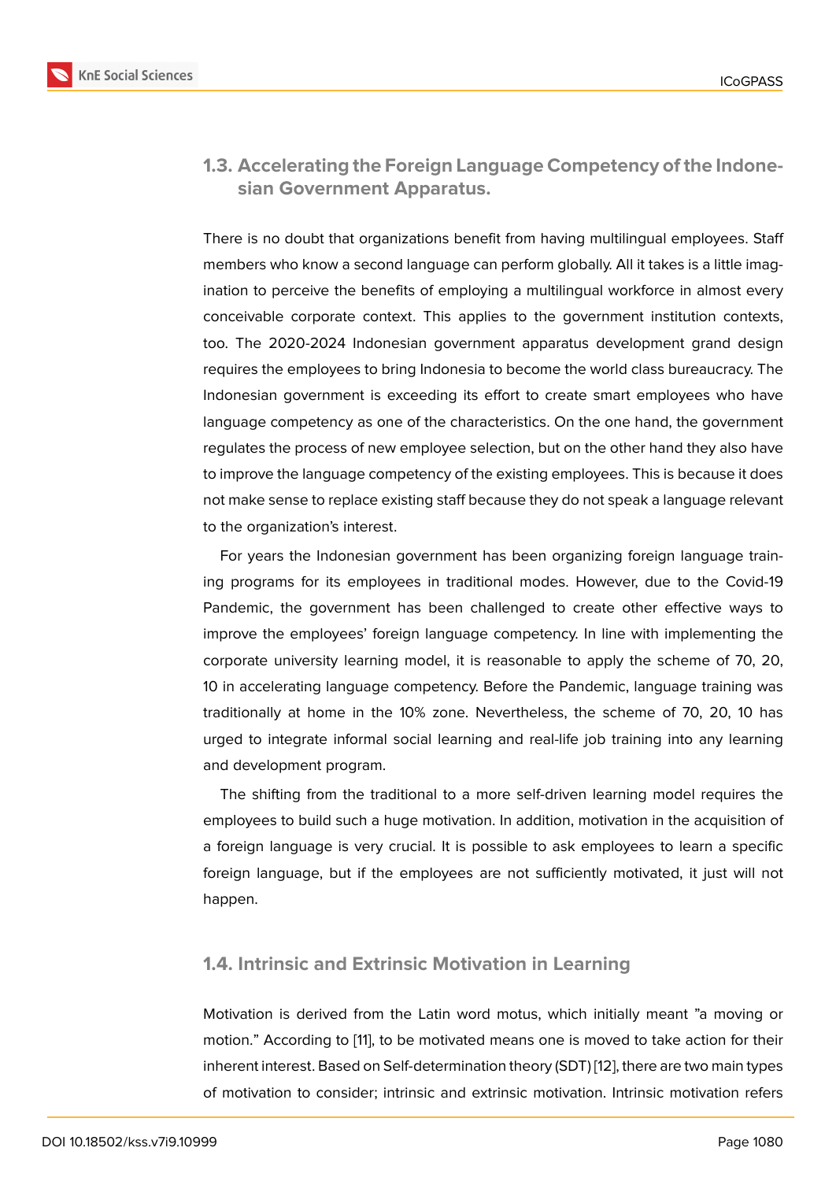### 1.3. Accelerating the Foreign Language Competency of the Indonesian Government Apparatus.

There is no doubt that organizations benefit from having multilingual employees. Staff members who know a second language can perform globally. All it takes is a little imagination to perceive the benefits of employing a multilingual workforce in almost every conceivable corporate context. This applies to the government institution contexts, too. The 2020-2024 Indonesian government apparatus development grand design requires the employees to bring Indonesia to become the world class bureaucracy. The Indonesian government is exceeding its effort to create smart employees who have language competency as one of the characteristics. On the one hand, the government regulates the process of new employee selection, but on the other hand they also have to improve the language competency of the existing employees. This is because it does not make sense to replace existing staff because they do not speak a language relevant to the organization's interest.

For years the Indonesian government has been organizing foreign language training programs for its employees in traditional modes. However, due to the Covid-19 Pandemic, the government has been challenged to create other effective ways to improve the employees' foreign language competency. In line with implementing the corporate university learning model, it is reasonable to apply the scheme of 70, 20, 10 in accelerating language competency. Before the Pandemic, language training was traditionally at home in the 10% zone. Nevertheless, the scheme of 70, 20, 10 has urged to integrate informal social learning and real-life job training into any learning and development program.

The shifting from the traditional to a more self-driven learning model requires the employees to build such a huge motivation. In addition, motivation in the acquisition of a foreign language is very crucial. It is possible to ask employees to learn a specific foreign language, but if the employees are not sufficiently motivated, it just will not happen.

### 1.4. Intrinsic and Extrinsic Motivation in Learning

Motivation is derived from the Latin word motus, which initially meant "a moving or motion." According to [11], to be motivated means one is moved to take action for their inherent interest. Based on Self-determination theory (SDT) [12], there are two main types of motivation to consider; intrinsic and extrinsic motivation. Intrinsic motivation refers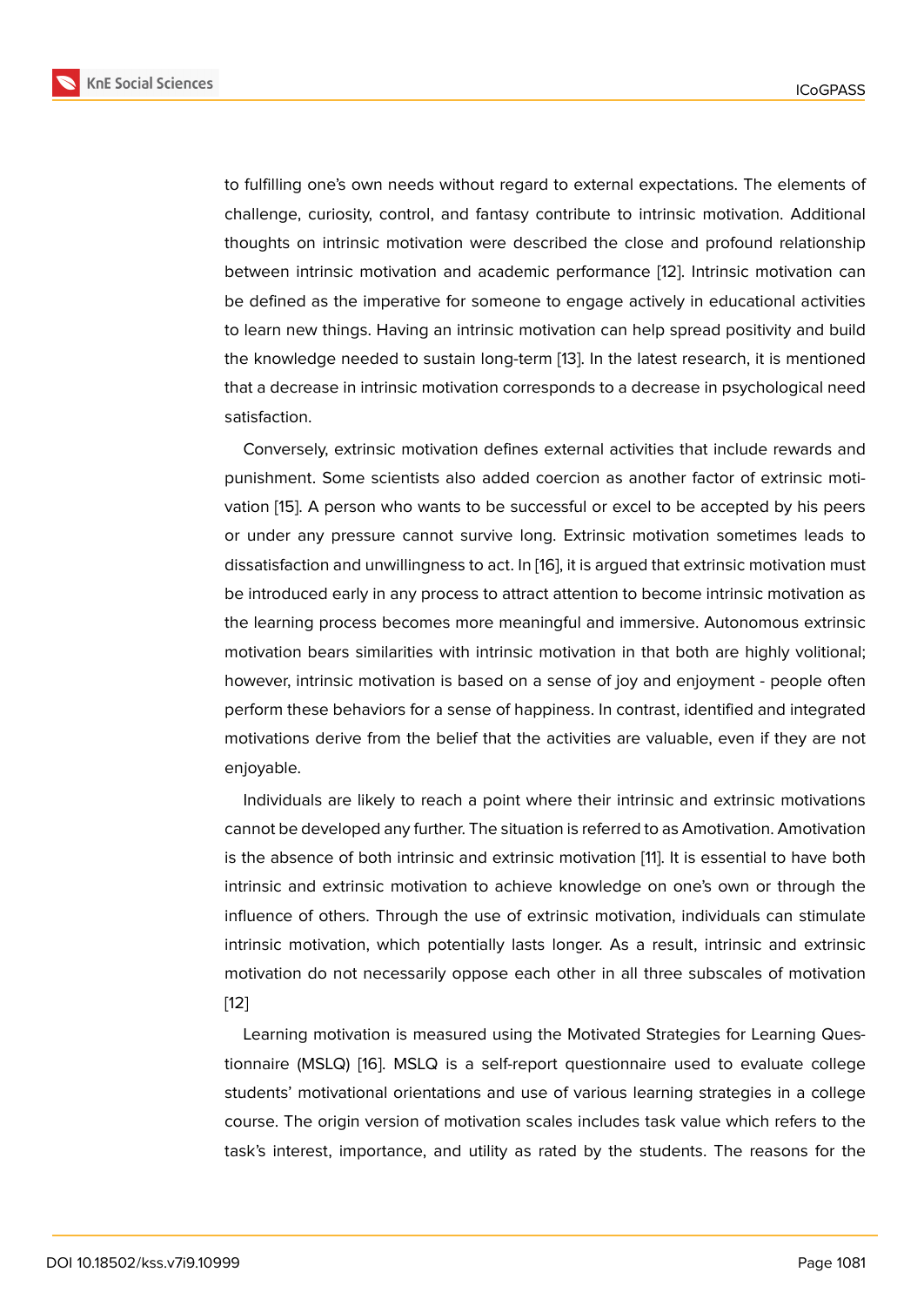to fulfilling one's own needs without regard to external expectations. The elements of challenge, curiosity, control, and fantasy contribute to intrinsic motivation. Additional thoughts on intrinsic motivation were described the close and profound relationship between intrinsic motivation and academic performance [12]. Intrinsic motivation can be defined as the imperative for someone to engage actively in educational activities to learn new things. Having an intrinsic motivation can help spread positivity and build the knowledge needed to sustain long-term [13]. In the latest research, it is mentioned that a decrease in intrinsic motivation corresponds to a decrease in psychological need satisfaction.

Conversely, extrinsic motivation defines external activities that include rewards and punishment. Some scientists also added coercion as another factor of extrinsic motivation [15]. A person who wants to be successful or excel to be accepted by his peers or under any pressure cannot survive long. Extrinsic motivation sometimes leads to dissatisfaction and unwillingness to act. In [16], it is argued that extrinsic motivation must be introduced early in any process to attract attention to become intrinsic motivation as the learning process becomes more meaningful and immersive. Autonomous extrinsic motivation bears similarities with intrinsic motivation in that both are highly volitional; however, intrinsic motivation is based on a sense of joy and enjoyment - people often perform these behaviors for a sense of happiness. In contrast, identified and integrated motivations derive from the belief that the activities are valuable, even if they are not enjoyable.

Individuals are likely to reach a point where their intrinsic and extrinsic motivations cannot be developed any further. The situation is referred to as Amotivation. Amotivation is the absence of both intrinsic and extrinsic motivation [11]. It is essential to have both intrinsic and extrinsic motivation to achieve knowledge on one's own or through the influence of others. Through the use of extrinsic motivation, individuals can stimulate intrinsic motivation, which potentially lasts longer. As a result, intrinsic and extrinsic motivation do not necessarily oppose each other in all three subscales of motivation [12]

Learning motivation is measured using the Motivated Strategies for Learning Questionnaire (MSLQ) [16]. MSLQ is a self-report questionnaire used to evaluate college students' motivational orientations and use of various learning strategies in a college course. The origin version of motivation scales includes task value which refers to the task's interest, importance, and utility as rated by the students. The reasons for the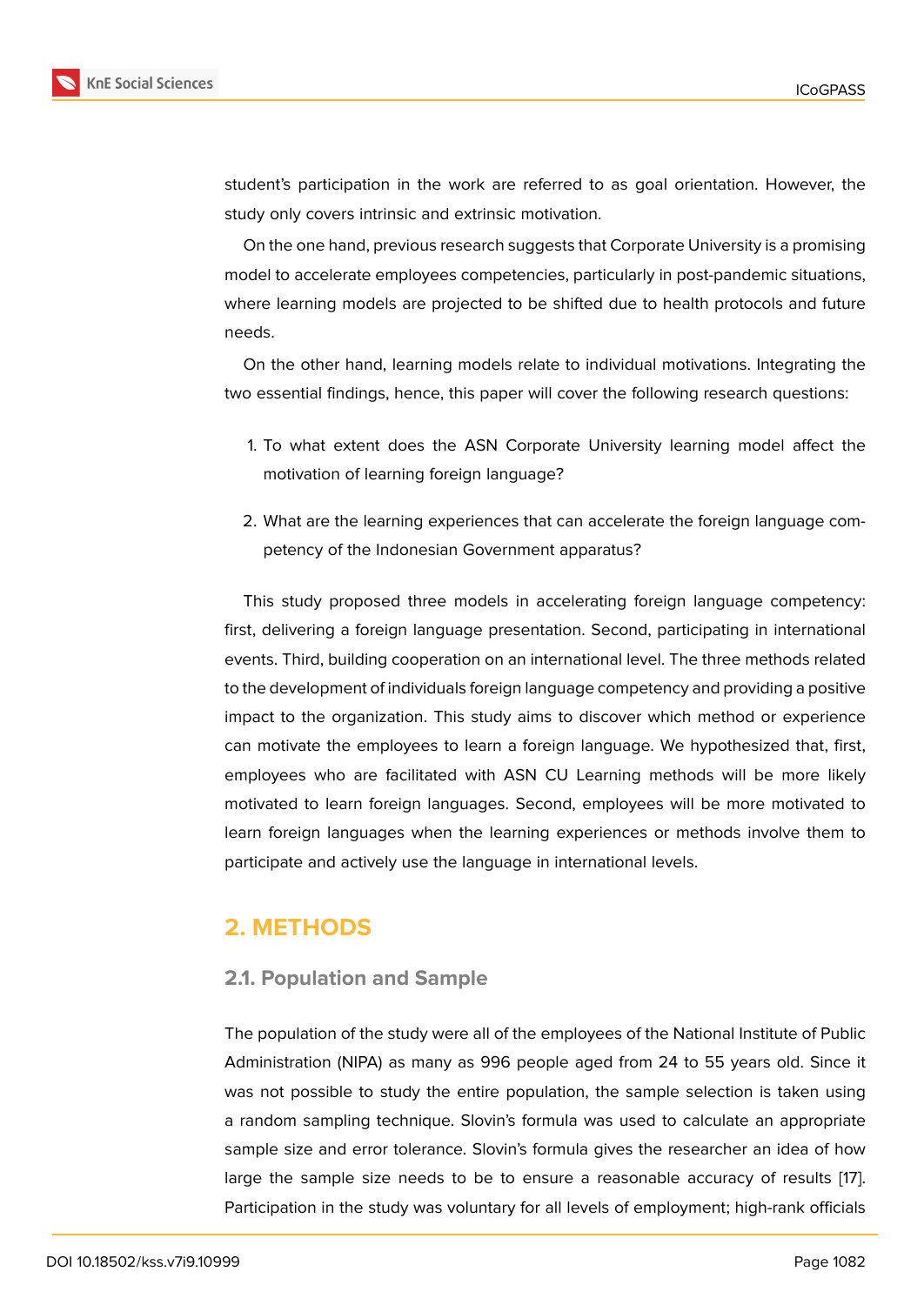student's participation in the work are referred to as goal orientation. However, the study only covers intrinsic and extrinsic motivation.

On the one hand, previous research suggests that Corporate University is a promising model to accelerate employees competencies, particularly in post-pandemic situations, where learning models are projected to be shifted due to health protocols and future needs.

On the other hand, learning models relate to individual motivations. Integrating the two essential findings, hence, this paper will cover the following research questions:

1. To what extent does the ASN Corporate University learning model affect the motivation of learning foreign language?
2. What are the learning experiences that can accelerate the foreign language competency of the Indonesian Government apparatus?

This study proposed three models in accelerating foreign language competency: first, delivering a foreign language presentation. Second, participating in international events. Third, building cooperation on an international level. The three methods related to the development of individuals foreign language competency and providing a positive impact to the organization. This study aims to discover which method or experience can motivate the employees to learn a foreign language. We hypothesized that, first, employees who are facilitated with ASN CU Learning methods will be more likely motivated to learn foreign languages. Second, employees will be more motivated to learn foreign languages when the learning experiences or methods involve them to participate and actively use the language in international levels.

## 2. METHODS

### 2.1. Population and Sample

The population of the study were all of the employees of the National Institute of Public Administration (NIPA) as many as 996 people aged from 24 to 55 years old. Since it was not possible to study the entire population, the sample selection is taken using a random sampling technique. Slovin's formula was used to calculate an appropriate sample size and error tolerance. Slovin's formula gives the researcher an idea of how large the sample size needs to be to ensure a reasonable accuracy of results [17]. Participation in the study was voluntary for all levels of employment; high-rank officials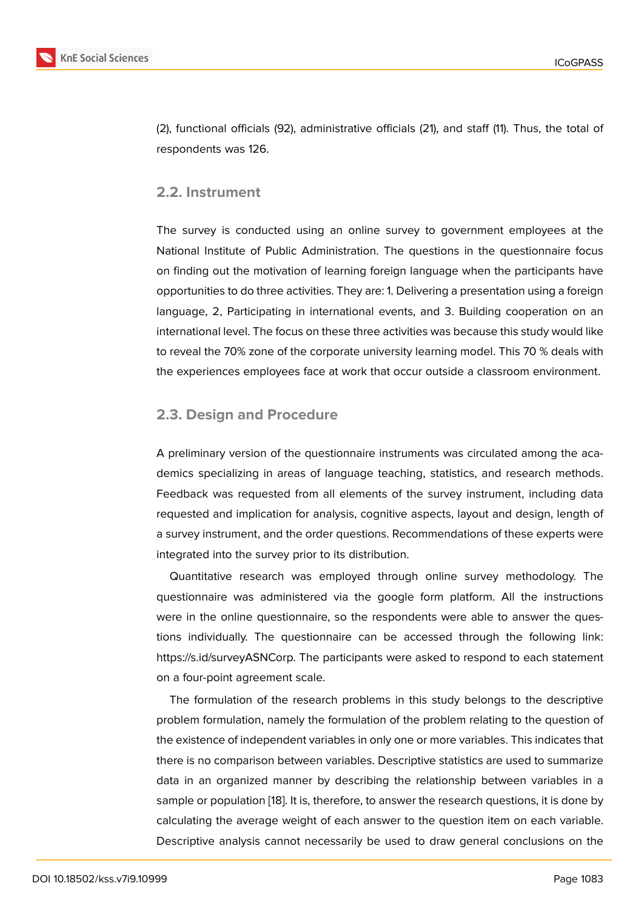(2), functional officials (92), administrative officials (21), and staff (11). Thus, the total of respondents was 126.

## 2.2. Instrument

The survey is conducted using an online survey to government employees at the National Institute of Public Administration. The questions in the questionnaire focus on finding out the motivation of learning foreign language when the participants have opportunities to do three activities. They are: 1. Delivering a presentation using a foreign language, 2, Participating in international events, and 3. Building cooperation on an international level. The focus on these three activities was because this study would like to reveal the 70% zone of the corporate university learning model. This 70 % deals with the experiences employees face at work that occur outside a classroom environment.

## 2.3. Design and Procedure

A preliminary version of the questionnaire instruments was circulated among the academics specializing in areas of language teaching, statistics, and research methods. Feedback was requested from all elements of the survey instrument, including data requested and implication for analysis, cognitive aspects, layout and design, length of a survey instrument, and the order questions. Recommendations of these experts were integrated into the survey prior to its distribution.

Quantitative research was employed through online survey methodology. The questionnaire was administered via the google form platform. All the instructions were in the online questionnaire, so the respondents were able to answer the questions individually. The questionnaire can be accessed through the following link: https://s.id/surveyASNCorp. The participants were asked to respond to each statement on a four-point agreement scale.

The formulation of the research problems in this study belongs to the descriptive problem formulation, namely the formulation of the problem relating to the question of the existence of independent variables in only one or more variables. This indicates that there is no comparison between variables. Descriptive statistics are used to summarize data in an organized manner by describing the relationship between variables in a sample or population [18]. It is, therefore, to answer the research questions, it is done by calculating the average weight of each answer to the question item on each variable. Descriptive analysis cannot necessarily be used to draw general conclusions on the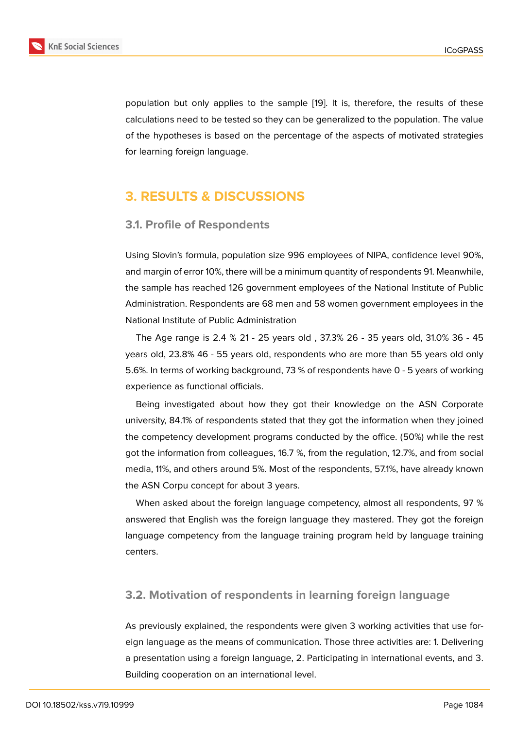population but only applies to the sample [19]. It is, therefore, the results of these calculations need to be tested so they can be generalized to the population. The value of the hypotheses is based on the percentage of the aspects of motivated strategies for learning foreign language.

# 3. RESULTS & DISCUSSIONS

## 3.1. Profile of Respondents

Using Slovin's formula, population size 996 employees of NIPA, confidence level 90%, and margin of error 10%, there will be a minimum quantity of respondents 91. Meanwhile, the sample has reached 126 government employees of the National Institute of Public Administration. Respondents are 68 men and 58 women government employees in the National Institute of Public Administration

The Age range is 2.4 % 21 - 25 years old , 37.3% 26 - 35 years old, 31.0% 36 - 45 years old, 23.8% 46 - 55 years old, respondents who are more than 55 years old only 5.6%. In terms of working background, 73 % of respondents have 0 - 5 years of working experience as functional officials.

Being investigated about how they got their knowledge on the ASN Corporate university, 84.1% of respondents stated that they got the information when they joined the competency development programs conducted by the office. (50%) while the rest got the information from colleagues, 16.7 %, from the regulation, 12.7%, and from social media, 11%, and others around 5%. Most of the respondents, 57.1%, have already known the ASN Corpu concept for about 3 years.

When asked about the foreign language competency, almost all respondents, 97 % answered that English was the foreign language they mastered. They got the foreign language competency from the language training program held by language training centers.

## 3.2. Motivation of respondents in learning foreign language

As previously explained, the respondents were given 3 working activities that use foreign language as the means of communication. Those three activities are: 1. Delivering a presentation using a foreign language, 2. Participating in international events, and 3. Building cooperation on an international level.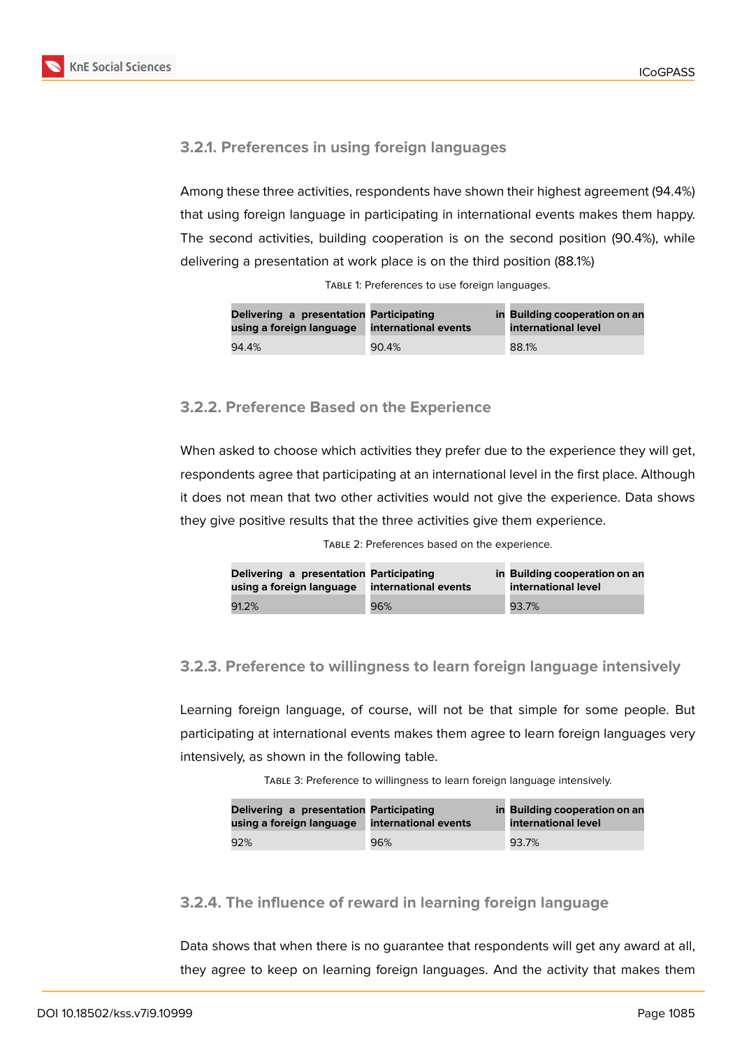### 3.2.1. Preferences in using foreign languages

Among these three activities, respondents have shown their highest agreement (94.4%) that using foreign language in participating in international events makes them happy. The second activities, building cooperation is on the second position (90.4%), while delivering a presentation at work place is on the third position (88.1%)

Table 1: Preferences to use foreign languages.

| Delivering a presentation using a foreign language | Participating in international events | Building cooperation on an international level |
|---|---|---|
| 94.4% | 90.4% | 88.1% |

### 3.2.2. Preference Based on the Experience

When asked to choose which activities they prefer due to the experience they will get, respondents agree that participating at an international level in the first place. Although it does not mean that two other activities would not give the experience. Data shows they give positive results that the three activities give them experience.

Table 2: Preferences based on the experience.

| Delivering a presentation using a foreign language | Participating in international events | Building cooperation on an international level |
|---|---|---|
| 91.2% | 96% | 93.7% |

### 3.2.3. Preference to willingness to learn foreign language intensively

Learning foreign language, of course, will not be that simple for some people. But participating at international events makes them agree to learn foreign languages very intensively, as shown in the following table.

Table 3: Preference to willingness to learn foreign language intensively.

| Delivering a presentation using a foreign language | Participating in international events | Building cooperation on an international level |
|---|---|---|
| 92% | 96% | 93.7% |

### 3.2.4. The influence of reward in learning foreign language

Data shows that when there is no guarantee that respondents will get any award at all, they agree to keep on learning foreign languages. And the activity that makes them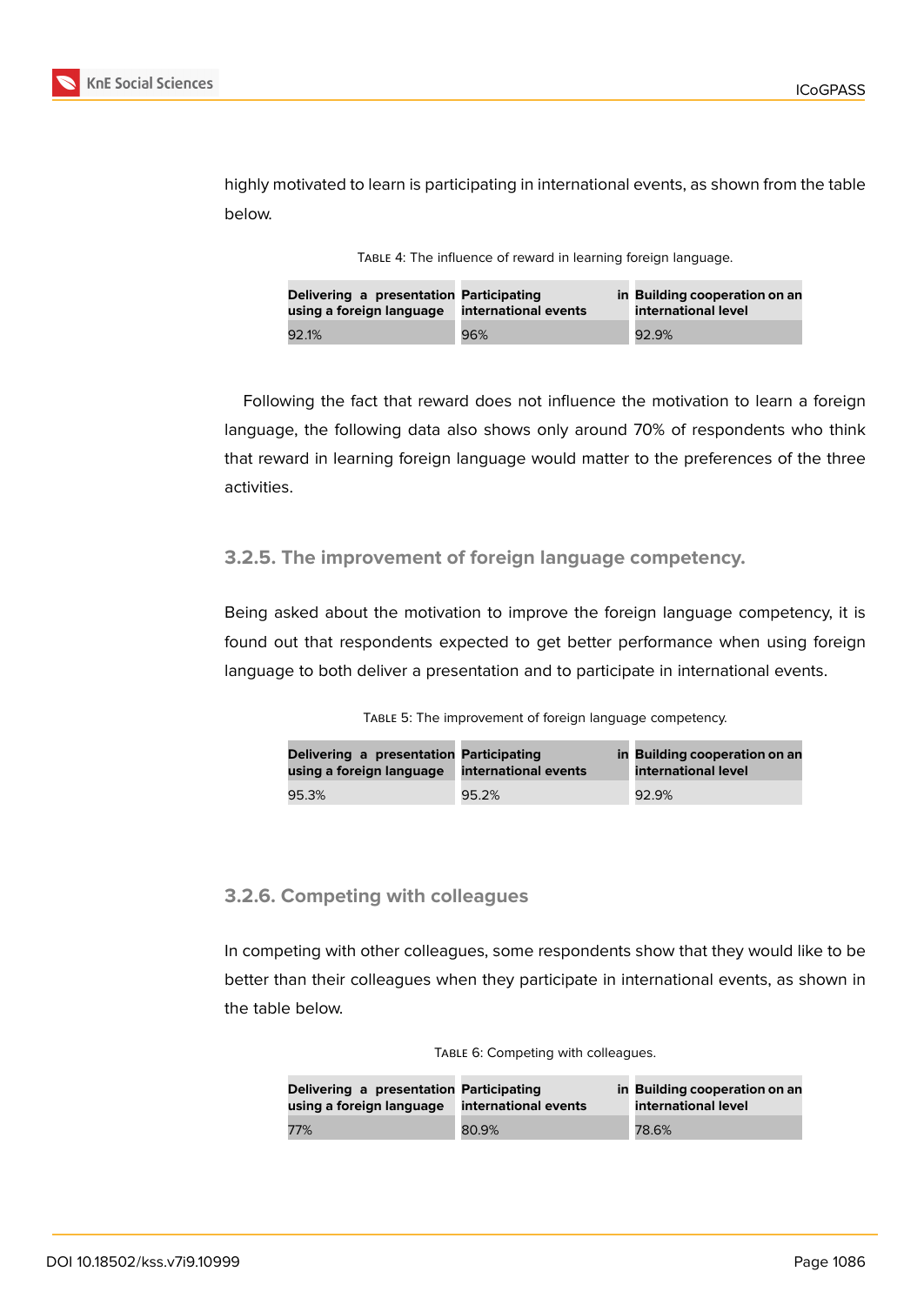highly motivated to learn is participating in international events, as shown from the table below.

Table 4: The influence of reward in learning foreign language.

| Delivering a presentation using a foreign language | Participating in international events | Building cooperation on an international level |
|---|---|---|
| 92.1% | 96% | 92.9% |

Following the fact that reward does not influence the motivation to learn a foreign language, the following data also shows only around 70% of respondents who think that reward in learning foreign language would matter to the preferences of the three activities.

### 3.2.5. The improvement of foreign language competency.

Being asked about the motivation to improve the foreign language competency, it is found out that respondents expected to get better performance when using foreign language to both deliver a presentation and to participate in international events.

Table 5: The improvement of foreign language competency.

| Delivering a presentation using a foreign language | Participating in international events | Building cooperation on an international level |
|---|---|---|
| 95.3% | 95.2% | 92.9% |

### 3.2.6. Competing with colleagues

In competing with other colleagues, some respondents show that they would like to be better than their colleagues when they participate in international events, as shown in the table below.

Table 6: Competing with colleagues.

| Delivering a presentation using a foreign language | Participating in international events | Building cooperation on an international level |
|---|---|---|
| 77% | 80.9% | 78.6% |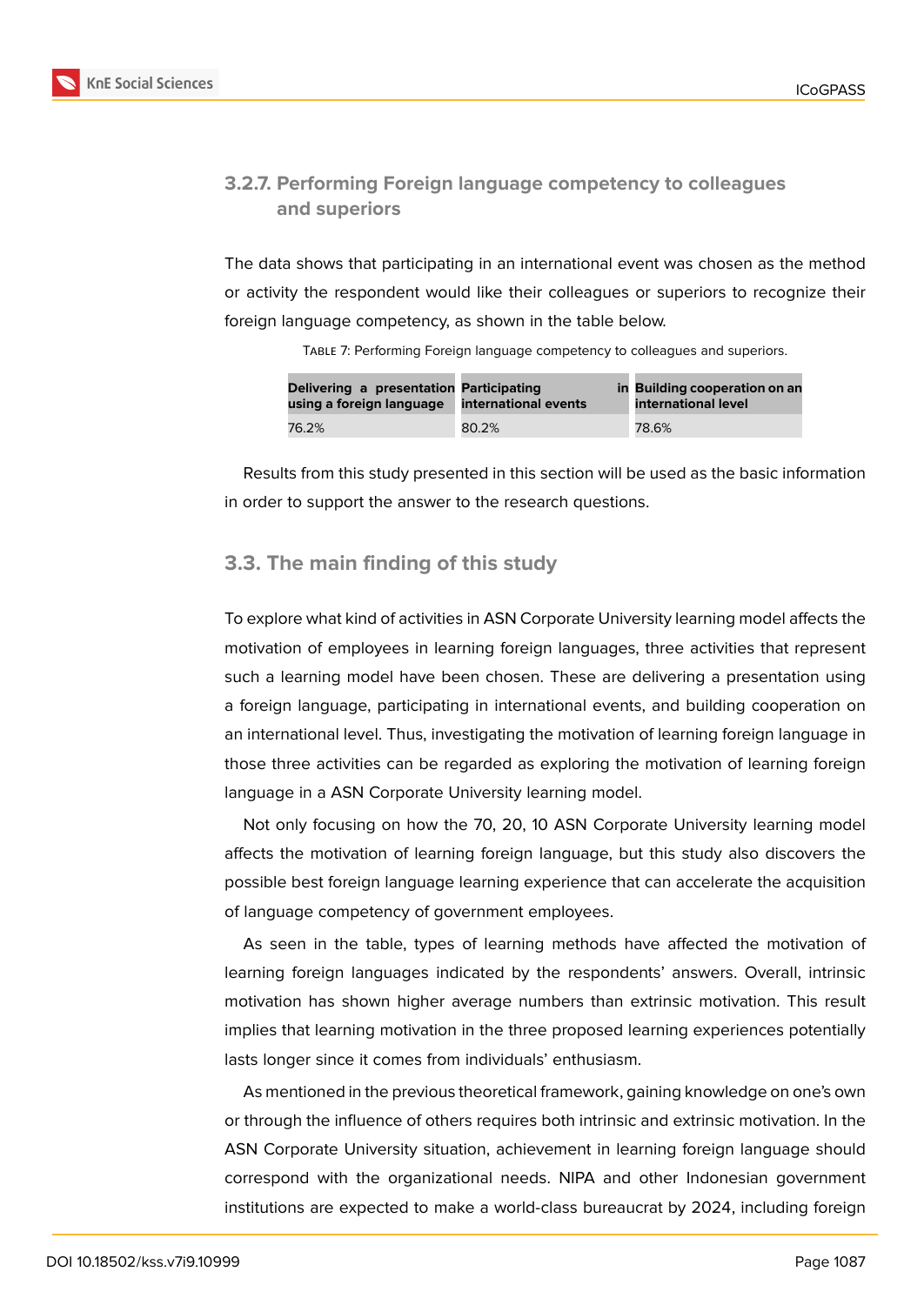#### 3.2.7. Performing Foreign language competency to colleagues and superiors

The data shows that participating in an international event was chosen as the method or activity the respondent would like their colleagues or superiors to recognize their foreign language competency, as shown in the table below.

Table 7: Performing Foreign language competency to colleagues and superiors.

| Delivering a presentation using a foreign language | Participating in international events | Building cooperation on an international level |
|---|---|---|
| 76.2% | 80.2% | 78.6% |

Results from this study presented in this section will be used as the basic information in order to support the answer to the research questions.

### 3.3. The main finding of this study

To explore what kind of activities in ASN Corporate University learning model affects the motivation of employees in learning foreign languages, three activities that represent such a learning model have been chosen. These are delivering a presentation using a foreign language, participating in international events, and building cooperation on an international level. Thus, investigating the motivation of learning foreign language in those three activities can be regarded as exploring the motivation of learning foreign language in a ASN Corporate University learning model.

Not only focusing on how the 70, 20, 10 ASN Corporate University learning model affects the motivation of learning foreign language, but this study also discovers the possible best foreign language learning experience that can accelerate the acquisition of language competency of government employees.

As seen in the table, types of learning methods have affected the motivation of learning foreign languages indicated by the respondents' answers. Overall, intrinsic motivation has shown higher average numbers than extrinsic motivation. This result implies that learning motivation in the three proposed learning experiences potentially lasts longer since it comes from individuals' enthusiasm.

As mentioned in the previous theoretical framework, gaining knowledge on one's own or through the influence of others requires both intrinsic and extrinsic motivation. In the ASN Corporate University situation, achievement in learning foreign language should correspond with the organizational needs. NIPA and other Indonesian government institutions are expected to make a world-class bureaucrat by 2024, including foreign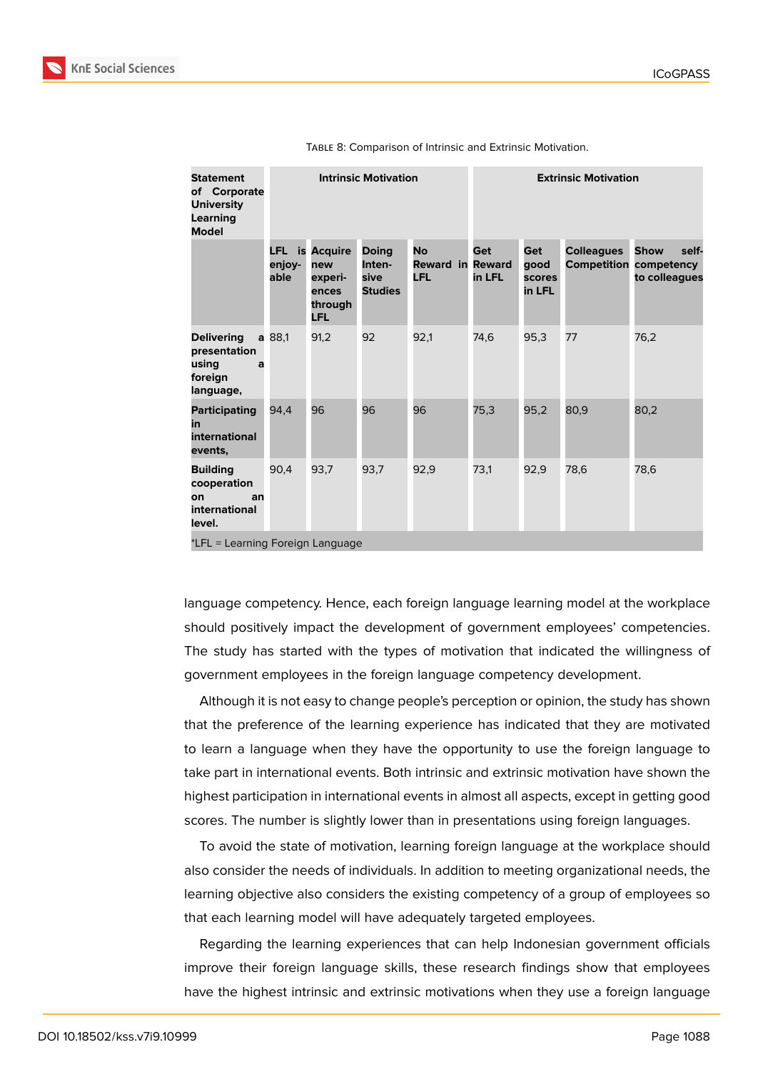Table 8: Comparison of Intrinsic and Extrinsic Motivation.

| Statement of Corporate University Learning Model | Intrinsic Motivation | | | | Extrinsic Motivation | | | |
|---|---|---|---|---|---|---|---|---|
| | LFL is enjoyable | Acquire new experiences through LFL | Doing Intensive Studies | No Reward LFL | Get Reward in LFL | Get good scores in LFL | Colleagues Competition | Show self-competency to colleagues |
| Delivering a presentation using a foreign language, | 88,1 | 91,2 | 92 | 92,1 | 74,6 | 95,3 | 77 | 76,2 |
| Participating in international events, | 94,4 | 96 | 96 | 96 | 75,3 | 95,2 | 80,9 | 80,2 |
| Building cooperation on an international level. | 90,4 | 93,7 | 93,7 | 92,9 | 73,1 | 92,9 | 78,6 | 78,6 |

*LFL = Learning Foreign Language

language competency. Hence, each foreign language learning model at the workplace should positively impact the development of government employees' competencies. The study has started with the types of motivation that indicated the willingness of government employees in the foreign language competency development.

Although it is not easy to change people's perception or opinion, the study has shown that the preference of the learning experience has indicated that they are motivated to learn a language when they have the opportunity to use the foreign language to take part in international events. Both intrinsic and extrinsic motivation have shown the highest participation in international events in almost all aspects, except in getting good scores. The number is slightly lower than in presentations using foreign languages.

To avoid the state of motivation, learning foreign language at the workplace should also consider the needs of individuals. In addition to meeting organizational needs, the learning objective also considers the existing competency of a group of employees so that each learning model will have adequately targeted employees.

Regarding the learning experiences that can help Indonesian government officials improve their foreign language skills, these research findings show that employees have the highest intrinsic and extrinsic motivations when they use a foreign language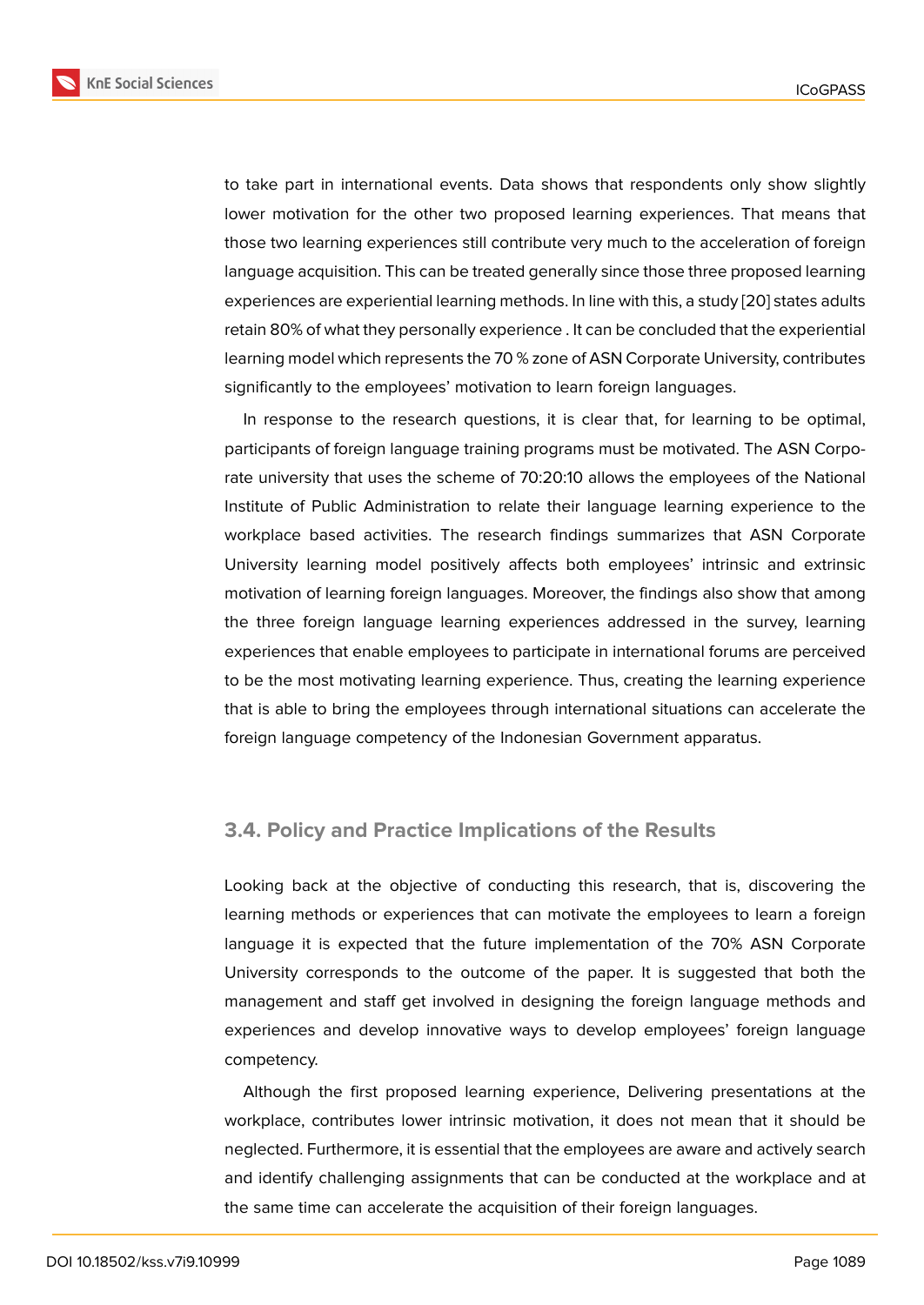to take part in international events. Data shows that respondents only show slightly lower motivation for the other two proposed learning experiences. That means that those two learning experiences still contribute very much to the acceleration of foreign language acquisition. This can be treated generally since those three proposed learning experiences are experiential learning methods. In line with this, a study [20] states adults retain 80% of what they personally experience . It can be concluded that the experiential learning model which represents the 70 % zone of ASN Corporate University, contributes significantly to the employees' motivation to learn foreign languages.

In response to the research questions, it is clear that, for learning to be optimal, participants of foreign language training programs must be motivated. The ASN Corporate university that uses the scheme of 70:20:10 allows the employees of the National Institute of Public Administration to relate their language learning experience to the workplace based activities. The research findings summarizes that ASN Corporate University learning model positively affects both employees' intrinsic and extrinsic motivation of learning foreign languages. Moreover, the findings also show that among the three foreign language learning experiences addressed in the survey, learning experiences that enable employees to participate in international forums are perceived to be the most motivating learning experience. Thus, creating the learning experience that is able to bring the employees through international situations can accelerate the foreign language competency of the Indonesian Government apparatus.

### 3.4. Policy and Practice Implications of the Results

Looking back at the objective of conducting this research, that is, discovering the learning methods or experiences that can motivate the employees to learn a foreign language it is expected that the future implementation of the 70% ASN Corporate University corresponds to the outcome of the paper. It is suggested that both the management and staff get involved in designing the foreign language methods and experiences and develop innovative ways to develop employees' foreign language competency.

Although the first proposed learning experience, Delivering presentations at the workplace, contributes lower intrinsic motivation, it does not mean that it should be neglected. Furthermore, it is essential that the employees are aware and actively search and identify challenging assignments that can be conducted at the workplace and at the same time can accelerate the acquisition of their foreign languages.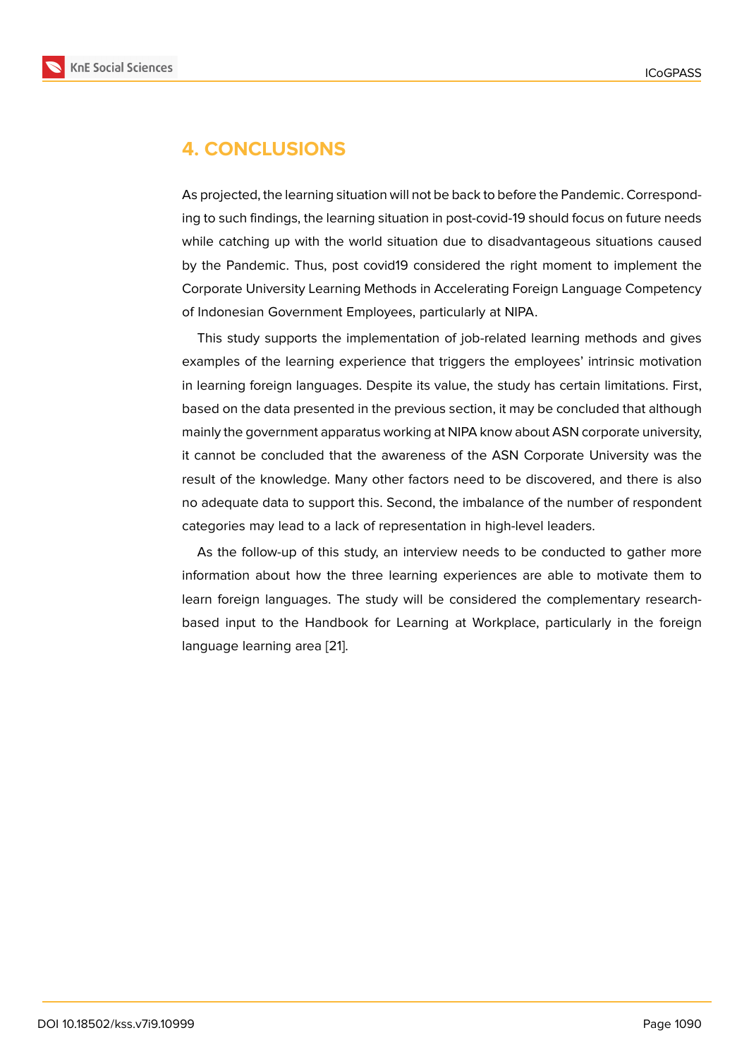## 4. CONCLUSIONS

As projected, the learning situation will not be back to before the Pandemic. Corresponding to such findings, the learning situation in post-covid-19 should focus on future needs while catching up with the world situation due to disadvantageous situations caused by the Pandemic. Thus, post covid19 considered the right moment to implement the Corporate University Learning Methods in Accelerating Foreign Language Competency of Indonesian Government Employees, particularly at NIPA.

This study supports the implementation of job-related learning methods and gives examples of the learning experience that triggers the employees' intrinsic motivation in learning foreign languages. Despite its value, the study has certain limitations. First, based on the data presented in the previous section, it may be concluded that although mainly the government apparatus working at NIPA know about ASN corporate university, it cannot be concluded that the awareness of the ASN Corporate University was the result of the knowledge. Many other factors need to be discovered, and there is also no adequate data to support this. Second, the imbalance of the number of respondent categories may lead to a lack of representation in high-level leaders.

As the follow-up of this study, an interview needs to be conducted to gather more information about how the three learning experiences are able to motivate them to learn foreign languages. The study will be considered the complementary research-based input to the Handbook for Learning at Workplace, particularly in the foreign language learning area [21].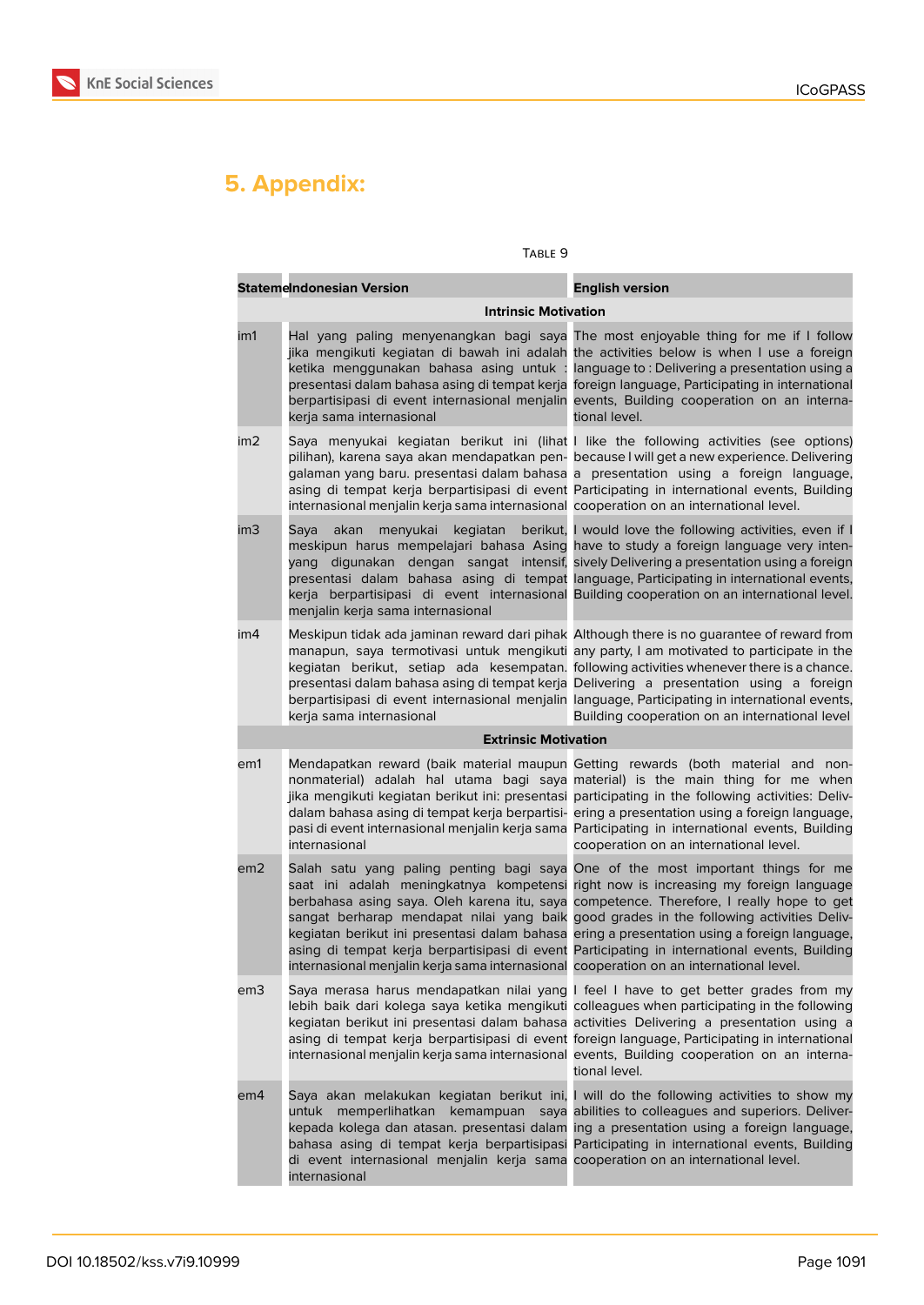## 5. Appendix:

Table 9

| Statement | Indonesian Version | English version |
|---|---|---|
| **Intrinsic Motivation** | | |
| im1 | Hal yang paling menyenangkan bagi saya jika mengikuti kegiatan di bawah ini adalah ketika menggunakan bahasa asing untuk : presentasi dalam bahasa asing di tempat kerja berpartisipasi di event internasional menjalin kerja sama internasional | The most enjoyable thing for me if I follow the activities below is when I use a foreign language to : Delivering a presentation using a foreign language, Participating in international events, Building cooperation on an international level. |
| im2 | Saya menyukai kegiatan berikut ini (lihat pilihan), karena saya akan mendapatkan pengalaman yang baru. presentasi dalam bahasa asing di tempat kerja berpartisipasi di event internasional menjalin kerja sama internasional | I like the following activities (see options) because I will get a new experience. Delivering a presentation using a foreign language, Participating in international events, Building cooperation on an international level. |
| im3 | Saya akan menyukai kegiatan berikut, meskipun harus mempelajari bahasa Asing yang digunakan dengan sangat intensif, presentasi dalam bahasa asing di tempat kerja berpartisipasi di event internasional menjalin kerja sama internasional | I would love the following activities, even if I have to study a foreign language very intensively Delivering a presentation using a foreign language, Participating in international events, Building cooperation on an international level. |
| im4 | Meskipun tidak ada jaminan reward dari pihak manapun, saya termotivasi untuk mengikuti kegiatan berikut, setiap ada kesempatan. presentasi dalam bahasa asing di tempat kerja berpartisipasi di event internasional menjalin kerja sama internasional | Although there is no guarantee of reward from any party, I am motivated to participate in the following activities whenever there is a chance. Delivering a presentation using a foreign language, Participating in international events, Building cooperation on an international level |
| **Extrinsic Motivation** | | |
| em1 | Mendapatkan reward (baik material maupun nonmaterial) adalah hal utama bagi saya jika mengikuti kegiatan berikut ini: presentasi dalam bahasa asing di tempat kerja berpartisipasi di event internasional menjalin kerja sama internasional | Getting rewards (both material and non-material) is the main thing for me when participating in the following activities: Delivering a presentation using a foreign language, Participating in international events, Building cooperation on an international level. |
| em2 | Salah satu yang paling penting bagi saya saat ini adalah meningkatnya kompetensi berbahasa asing saya. Oleh karena itu, saya sangat berharap mendapat nilai yang baik kegiatan berikut ini presentasi dalam bahasa asing di tempat kerja berpartisipasi di event internasional menjalin kerja sama internasional | One of the most important things for me right now is increasing my foreign language competence. Therefore, I really hope to get good grades in the following activities Delivering a presentation using a foreign language, Participating in international events, Building cooperation on an international level. |
| em3 | Saya merasa harus mendapatkan nilai yang lebih baik dari kolega saya ketika mengikuti kegiatan berikut ini presentasi dalam bahasa asing di tempat kerja berpartisipasi di event internasional menjalin kerja sama internasional | I feel I have to get better grades from my colleagues when participating in the following activities Delivering a presentation using a foreign language, Participating in international events, Building cooperation on an international level. |
| em4 | Saya akan melakukan kegiatan berikut ini, untuk memperlihatkan kemampuan saya kepada kolega dan atasan. presentasi dalam bahasa asing di tempat kerja berpartisipasi di event internasional menjalin kerja sama internasional | I will do the following activities to show my abilities to colleagues and superiors. Delivering a presentation using a foreign language, Participating in international events, Building cooperation on an international level. |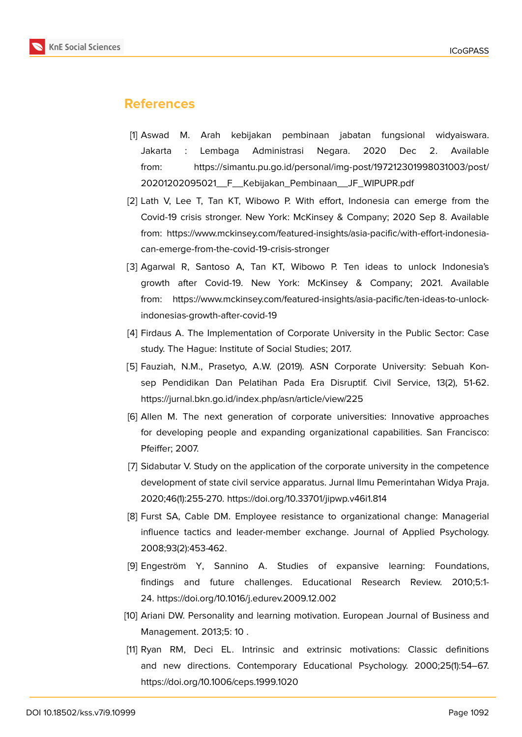## References

[1] Aswad M. Arah kebijakan pembinaan jabatan fungsional widyaiswara. Jakarta : Lembaga Administrasi Negara. 2020 Dec 2. Available from: https://simantu.pu.go.id/personal/img-post/197212301998031003/post/20201202095021__F__Kebijakan_Pembinaan__JF_WIPUPR.pdf

[2] Lath V, Lee T, Tan KT, Wibowo P. With effort, Indonesia can emerge from the Covid-19 crisis stronger. New York: McKinsey & Company; 2020 Sep 8. Available from: https://www.mckinsey.com/featured-insights/asia-pacific/with-effort-indonesia-can-emerge-from-the-covid-19-crisis-stronger

[3] Agarwal R, Santoso A, Tan KT, Wibowo P. Ten ideas to unlock Indonesia's growth after Covid-19. New York: McKinsey & Company; 2021. Available from: https://www.mckinsey.com/featured-insights/asia-pacific/ten-ideas-to-unlock-indonesias-growth-after-covid-19

[4] Firdaus A. The Implementation of Corporate University in the Public Sector: Case study. The Hague: Institute of Social Studies; 2017.

[5] Fauziah, N.M., Prasetyo, A.W. (2019). ASN Corporate University: Sebuah Konsep Pendidikan Dan Pelatihan Pada Era Disruptif. Civil Service, 13(2), 51-62. https://jurnal.bkn.go.id/index.php/asn/article/view/225

[6] Allen M. The next generation of corporate universities: Innovative approaches for developing people and expanding organizational capabilities. San Francisco: Pfeiffer; 2007.

[7] Sidabutar V. Study on the application of the corporate university in the competence development of state civil service apparatus. Jurnal Ilmu Pemerintahan Widya Praja. 2020;46(1):255-270. https://doi.org/10.33701/jipwp.v46i1.814

[8] Furst SA, Cable DM. Employee resistance to organizational change: Managerial influence tactics and leader-member exchange. Journal of Applied Psychology. 2008;93(2):453-462.

[9] Engeström Y, Sannino A. Studies of expansive learning: Foundations, findings and future challenges. Educational Research Review. 2010;5:1-24. https://doi.org/10.1016/j.edurev.2009.12.002

[10] Ariani DW. Personality and learning motivation. European Journal of Business and Management. 2013;5: 10 .

[11] Ryan RM, Deci EL. Intrinsic and extrinsic motivations: Classic definitions and new directions. Contemporary Educational Psychology. 2000;25(1):54–67. https://doi.org/10.1006/ceps.1999.1020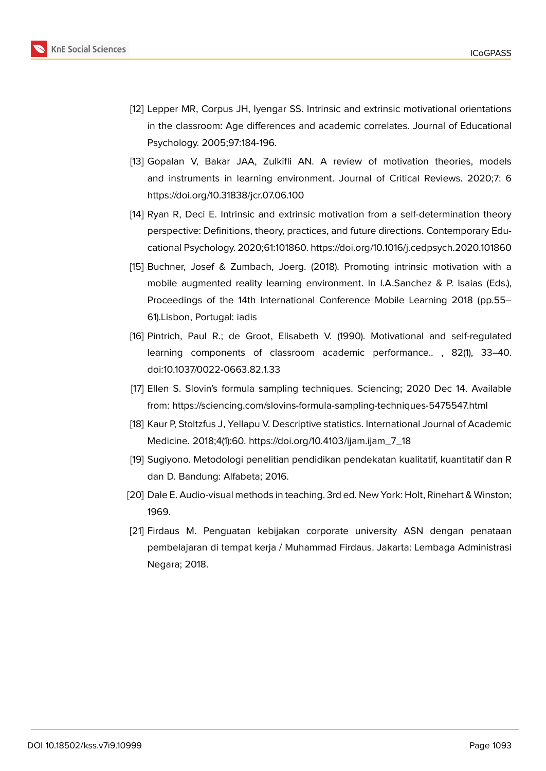[12] Lepper MR, Corpus JH, Iyengar SS. Intrinsic and extrinsic motivational orientations in the classroom: Age differences and academic correlates. Journal of Educational Psychology. 2005;97:184-196.

[13] Gopalan V, Bakar JAA, Zulkifli AN. A review of motivation theories, models and instruments in learning environment. Journal of Critical Reviews. 2020;7: 6 https://doi.org/10.31838/jcr.07.06.100

[14] Ryan R, Deci E. Intrinsic and extrinsic motivation from a self-determination theory perspective: Definitions, theory, practices, and future directions. Contemporary Educational Psychology. 2020;61:101860. https://doi.org/10.1016/j.cedpsych.2020.101860

[15] Buchner, Josef & Zumbach, Joerg. (2018). Promoting intrinsic motivation with a mobile augmented reality learning environment. In I.A.Sanchez & P. Isaias (Eds.), Proceedings of the 14th International Conference Mobile Learning 2018 (pp.55–61).Lisbon, Portugal: iadis

[16] Pintrich, Paul R.; de Groot, Elisabeth V. (1990). Motivational and self-regulated learning components of classroom academic performance.. , 82(1), 33–40. doi:10.1037/0022-0663.82.1.33

[17] Ellen S. Slovin's formula sampling techniques. Sciencing; 2020 Dec 14. Available from: https://sciencing.com/slovins-formula-sampling-techniques-5475547.html

[18] Kaur P, Stoltzfus J, Yellapu V. Descriptive statistics. International Journal of Academic Medicine. 2018;4(1):60. https://doi.org/10.4103/ijam.ijam_7_18

[19] Sugiyono. Metodologi penelitian pendidikan pendekatan kualitatif, kuantitatif dan R dan D. Bandung: Alfabeta; 2016.

[20] Dale E. Audio-visual methods in teaching. 3rd ed. New York: Holt, Rinehart & Winston; 1969.

[21] Firdaus M. Penguatan kebijakan corporate university ASN dengan penataan pembelajaran di tempat kerja / Muhammad Firdaus. Jakarta: Lembaga Administrasi Negara; 2018.